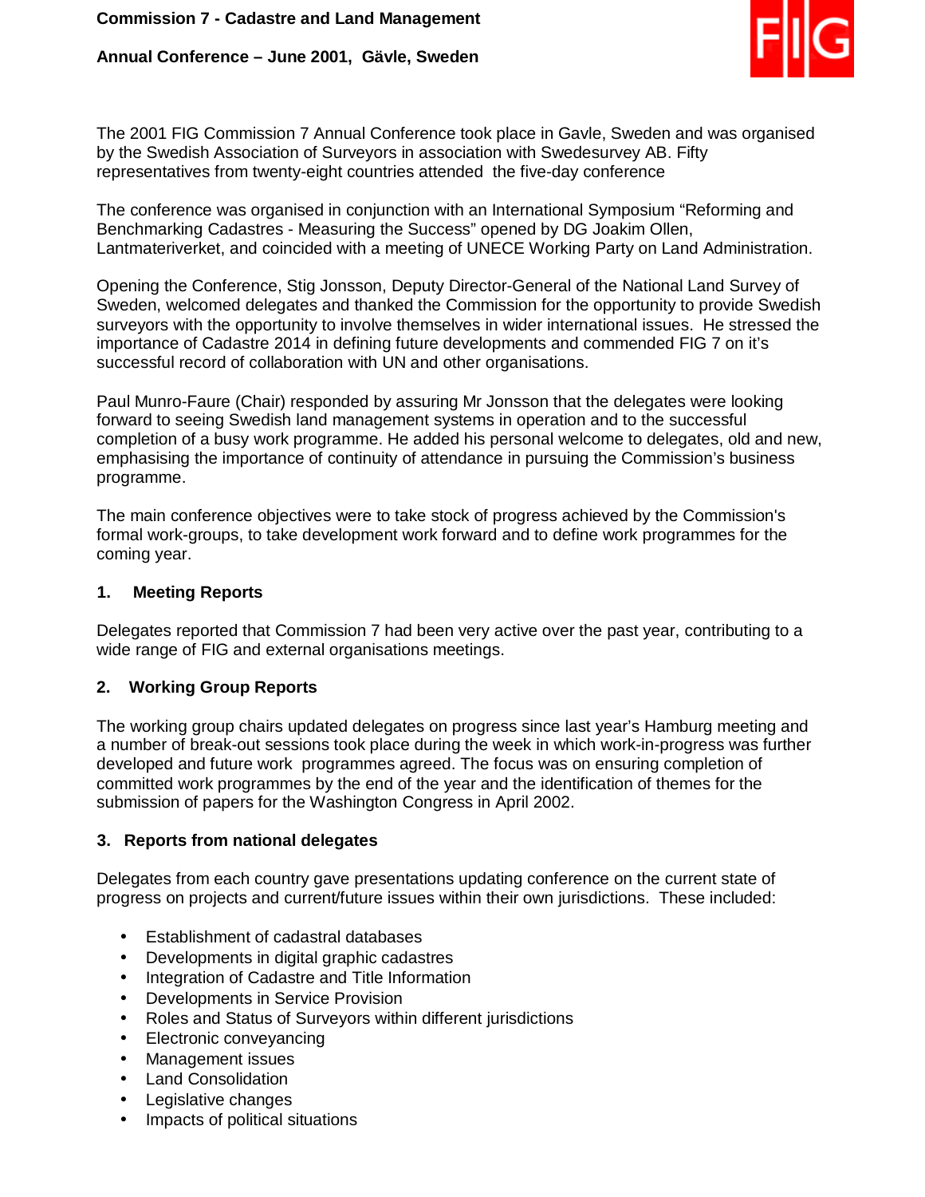**Commission 7 - Cadastre and Land Management**

**Annual Conference – June 2001, Gävle, Sweden**

The 2001 FIG Commission 7 Annual Conference took place in Gavle, Sweden and was organised by the Swedish Association of Surveyors in association with Swedesurvey AB. Fifty representatives from twenty-eight countries attended the five-day conference

The conference was organised in conjunction with an International Symposium “Reforming and Benchmarking Cadastres - Measuring the Success” opened by DG Joakim Ollen, Lantmateriverket, and coincided with a meeting of UNECE Working Party on Land Administration.

Opening the Conference, Stig Jonsson, Deputy Director-General of the National Land Survey of Sweden, welcomed delegates and thanked the Commission for the opportunity to provide Swedish surveyors with the opportunity to involve themselves in wider international issues. He stressed the importance of Cadastre 2014 in defining future developments and commended FIG 7 on it's successful record of collaboration with UN and other organisations.

Paul Munro-Faure (Chair) responded by assuring Mr Jonsson that the delegates were looking forward to seeing Swedish land management systems in operation and to the successful completion of a busy work programme. He added his personal welcome to delegates, old and new, emphasising the importance of continuity of attendance in pursuing the Commission’s business programme.

The main conference objectives were to take stock of progress achieved by the Commission's formal work-groups, to take development work forward and to define work programmes for the coming year.

## 1. Meeting Reports

Delegates reported that Commission 7 had been very active over the past year, contributing to a wide range of FIG and external organisations meetings.

## 2. Working Group Reports

The working group chairs updated delegates on progress since last year’s Hamburg meeting and a number of break-out sessions took place during the week in which work-in-progress was further developed and future work programmes agreed. The focus was on ensuring completion of committed work programmes by the end of the year and the identification of themes for the submission of papers for the Washington Congress in April 2002.

## 3. Reports from national delegates

Delegates from each country gave presentations updating conference on the current state of progress on projects and current/future issues within their own jurisdictions. These included:

- Establishment of cadastral databases
- Developments in digital graphic cadastres
- Integration of Cadastre and Title Information
- Developments in Service Provision
- Roles and Status of Surveyors within different jurisdictions
- Electronic conveyancing
- Management issues
- Land Consolidation
- Legislative changes
- Impacts of political situations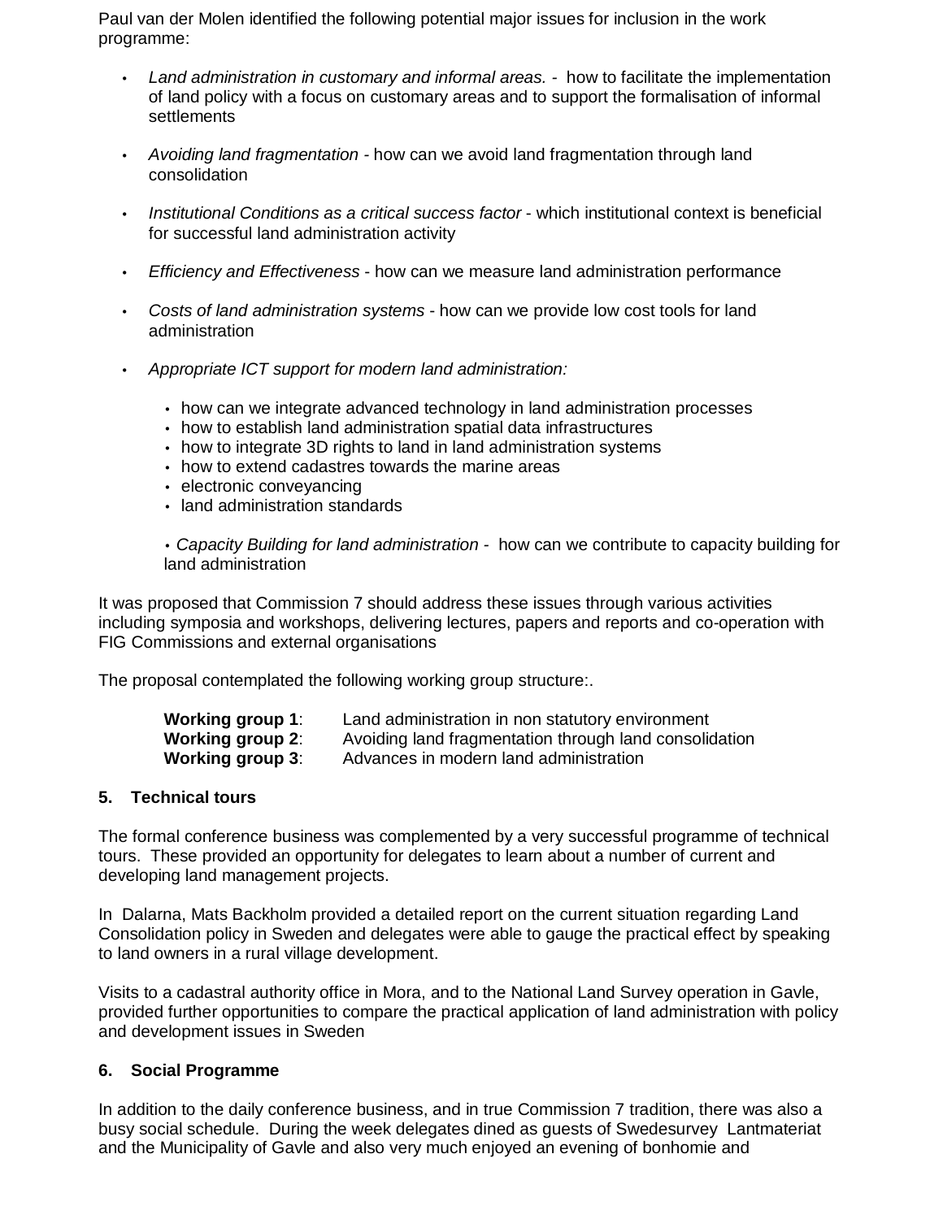Paul van der Molen identified the following potential major issues for inclusion in the work programme:

- *Land administration in customary and informal areas.* - how to facilitate the implementation of land policy with a focus on customary areas and to support the formalisation of informal settlements

- *Avoiding land fragmentation* - how can we avoid land fragmentation through land consolidation

- *Institutional Conditions as a critical success factor* - which institutional context is beneficial for successful land administration activity

- *Efficiency and Effectiveness* - how can we measure land administration performance

- *Costs of land administration systems* - how can we provide low cost tools for land administration

- *Appropriate ICT support for modern land administration:*

  - how can we integrate advanced technology in land administration processes
  - how to establish land administration spatial data infrastructures
  - how to integrate 3D rights to land in land administration systems
  - how to extend cadastres towards the marine areas
  - electronic conveyancing
  - land administration standards

  - *Capacity Building for land administration* - how can we contribute to capacity building for land administration

It was proposed that Commission 7 should address these issues through various activities including symposia and workshops, delivering lectures, papers and reports and co-operation with FIG Commissions and external organisations

The proposal contemplated the following working group structure:.

| | |
|---|---|
| **Working group 1**: | Land administration in non statutory environment |
| **Working group 2**: | Avoiding land fragmentation through land consolidation |
| **Working group 3**: | Advances in modern land administration |

## 5. Technical tours

The formal conference business was complemented by a very successful programme of technical tours. These provided an opportunity for delegates to learn about a number of current and developing land management projects.

In Dalarna, Mats Backholm provided a detailed report on the current situation regarding Land Consolidation policy in Sweden and delegates were able to gauge the practical effect by speaking to land owners in a rural village development.

Visits to a cadastral authority office in Mora, and to the National Land Survey operation in Gavle, provided further opportunities to compare the practical application of land administration with policy and development issues in Sweden

## 6. Social Programme

In addition to the daily conference business, and in true Commission 7 tradition, there was also a busy social schedule. During the week delegates dined as guests of Swedesurvey Lantmateriat and the Municipality of Gavle and also very much enjoyed an evening of bonhomie and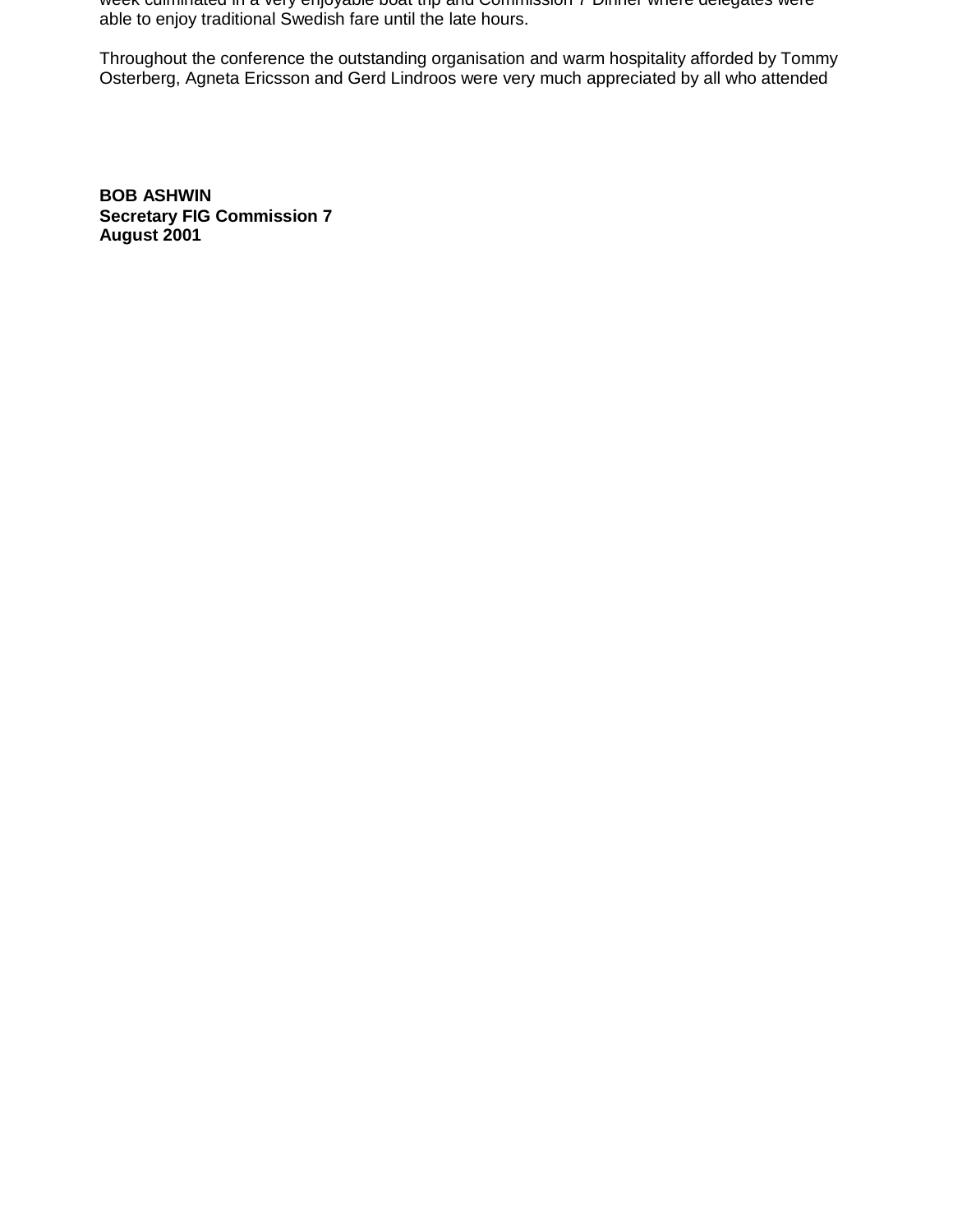week culminated in a very enjoyable boat trip and Commission 7 Dinner where delegates were able to enjoy traditional Swedish fare until the late hours.

Throughout the conference the outstanding organisation and warm hospitality afforded by Tommy Osterberg, Agneta Ericsson and Gerd Lindroos were very much appreciated by all who attended

**BOB ASHWIN**
**Secretary FIG Commission 7**
**August 2001**